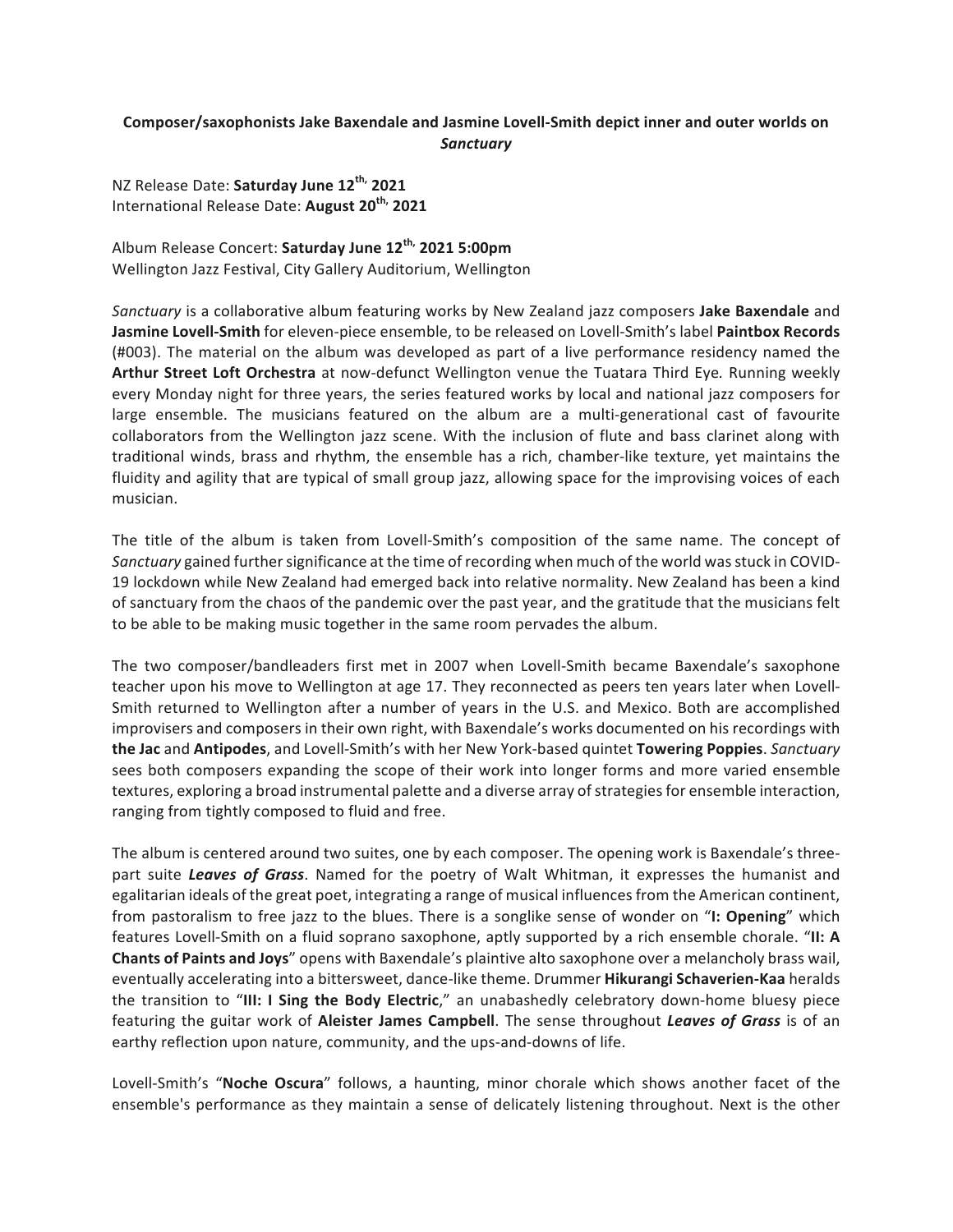**Composer/saxophonists Jake Baxendale and Jasmine Lovell-Smith depict inner and outer worlds on *Sanctuary***

NZ Release Date: **Saturday June 12th, 2021**
International Release Date: **August 20th, 2021**

Album Release Concert: **Saturday June 12th, 2021 5:00pm**
Wellington Jazz Festival, City Gallery Auditorium, Wellington

*Sanctuary* is a collaborative album featuring works by New Zealand jazz composers **Jake Baxendale** and **Jasmine Lovell-Smith** for eleven-piece ensemble, to be released on Lovell-Smith's label **Paintbox Records** (#003). The material on the album was developed as part of a live performance residency named the **Arthur Street Loft Orchestra** at now-defunct Wellington venue the Tuatara Third Eye. Running weekly every Monday night for three years, the series featured works by local and national jazz composers for large ensemble. The musicians featured on the album are a multi-generational cast of favourite collaborators from the Wellington jazz scene. With the inclusion of flute and bass clarinet along with traditional winds, brass and rhythm, the ensemble has a rich, chamber-like texture, yet maintains the fluidity and agility that are typical of small group jazz, allowing space for the improvising voices of each musician.

The title of the album is taken from Lovell-Smith's composition of the same name. The concept of *Sanctuary* gained further significance at the time of recording when much of the world was stuck in COVID-19 lockdown while New Zealand had emerged back into relative normality. New Zealand has been a kind of sanctuary from the chaos of the pandemic over the past year, and the gratitude that the musicians felt to be able to be making music together in the same room pervades the album.

The two composer/bandleaders first met in 2007 when Lovell-Smith became Baxendale's saxophone teacher upon his move to Wellington at age 17. They reconnected as peers ten years later when Lovell-Smith returned to Wellington after a number of years in the U.S. and Mexico. Both are accomplished improvisers and composers in their own right, with Baxendale's works documented on his recordings with **the Jac** and **Antipodes**, and Lovell-Smith's with her New York-based quintet **Towering Poppies**. *Sanctuary* sees both composers expanding the scope of their work into longer forms and more varied ensemble textures, exploring a broad instrumental palette and a diverse array of strategies for ensemble interaction, ranging from tightly composed to fluid and free.

The album is centered around two suites, one by each composer. The opening work is Baxendale's three-part suite ***Leaves of Grass***. Named for the poetry of Walt Whitman, it expresses the humanist and egalitarian ideals of the great poet, integrating a range of musical influences from the American continent, from pastoralism to free jazz to the blues. There is a songlike sense of wonder on "**I: Opening**" which features Lovell-Smith on a fluid soprano saxophone, aptly supported by a rich ensemble chorale. "**II: A Chants of Paints and Joys**" opens with Baxendale's plaintive alto saxophone over a melancholy brass wail, eventually accelerating into a bittersweet, dance-like theme. Drummer **Hikurangi Schaverien-Kaa** heralds the transition to "**III: I Sing the Body Electric**," an unabashedly celebratory down-home bluesy piece featuring the guitar work of **Aleister James Campbell**. The sense throughout ***Leaves of Grass*** is of an earthy reflection upon nature, community, and the ups-and-downs of life.

Lovell-Smith's "**Noche Oscura**" follows, a haunting, minor chorale which shows another facet of the ensemble's performance as they maintain a sense of delicately listening throughout. Next is the other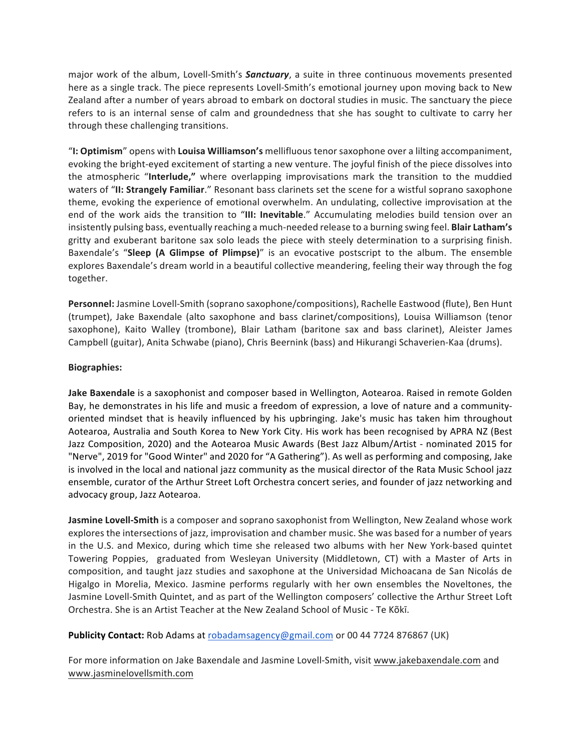major work of the album, Lovell-Smith's ***Sanctuary***, a suite in three continuous movements presented here as a single track. The piece represents Lovell-Smith's emotional journey upon moving back to New Zealand after a number of years abroad to embark on doctoral studies in music. The sanctuary the piece refers to is an internal sense of calm and groundedness that she has sought to cultivate to carry her through these challenging transitions.

"**I: Optimism**" opens with **Louisa Williamson's** mellifluous tenor saxophone over a lilting accompaniment, evoking the bright-eyed excitement of starting a new venture. The joyful finish of the piece dissolves into the atmospheric "**Interlude,"** where overlapping improvisations mark the transition to the muddied waters of "**II: Strangely Familiar**." Resonant bass clarinets set the scene for a wistful soprano saxophone theme, evoking the experience of emotional overwhelm. An undulating, collective improvisation at the end of the work aids the transition to "**III: Inevitable**." Accumulating melodies build tension over an insistently pulsing bass, eventually reaching a much-needed release to a burning swing feel. **Blair Latham's** gritty and exuberant baritone sax solo leads the piece with steely determination to a surprising finish. Baxendale's "**Sleep (A Glimpse of Plimpse)**" is an evocative postscript to the album. The ensemble explores Baxendale's dream world in a beautiful collective meandering, feeling their way through the fog together.

**Personnel:** Jasmine Lovell-Smith (soprano saxophone/compositions), Rachelle Eastwood (flute), Ben Hunt (trumpet), Jake Baxendale (alto saxophone and bass clarinet/compositions), Louisa Williamson (tenor saxophone), Kaito Walley (trombone), Blair Latham (baritone sax and bass clarinet), Aleister James Campbell (guitar), Anita Schwabe (piano), Chris Beernink (bass) and Hikurangi Schaverien-Kaa (drums).

**Biographies:**

**Jake Baxendale** is a saxophonist and composer based in Wellington, Aotearoa. Raised in remote Golden Bay, he demonstrates in his life and music a freedom of expression, a love of nature and a community-oriented mindset that is heavily influenced by his upbringing. Jake's music has taken him throughout Aotearoa, Australia and South Korea to New York City. His work has been recognised by APRA NZ (Best Jazz Composition, 2020) and the Aotearoa Music Awards (Best Jazz Album/Artist - nominated 2015 for "Nerve", 2019 for "Good Winter" and 2020 for "A Gathering"). As well as performing and composing, Jake is involved in the local and national jazz community as the musical director of the Rata Music School jazz ensemble, curator of the Arthur Street Loft Orchestra concert series, and founder of jazz networking and advocacy group, Jazz Aotearoa.

**Jasmine Lovell-Smith** is a composer and soprano saxophonist from Wellington, New Zealand whose work explores the intersections of jazz, improvisation and chamber music. She was based for a number of years in the U.S. and Mexico, during which time she released two albums with her New York-based quintet Towering Poppies, graduated from Wesleyan University (Middletown, CT) with a Master of Arts in composition, and taught jazz studies and saxophone at the Universidad Michoacana de San Nicolás de Higalgo in Morelia, Mexico. Jasmine performs regularly with her own ensembles the Noveltones, the Jasmine Lovell-Smith Quintet, and as part of the Wellington composers' collective the Arthur Street Loft Orchestra. She is an Artist Teacher at the New Zealand School of Music - Te Kōkī.

**Publicity Contact:** Rob Adams at robadamsagency@gmail.com or 00 44 7724 876867 (UK)

For more information on Jake Baxendale and Jasmine Lovell-Smith, visit www.jakebaxendale.com and www.jasminelovellsmith.com